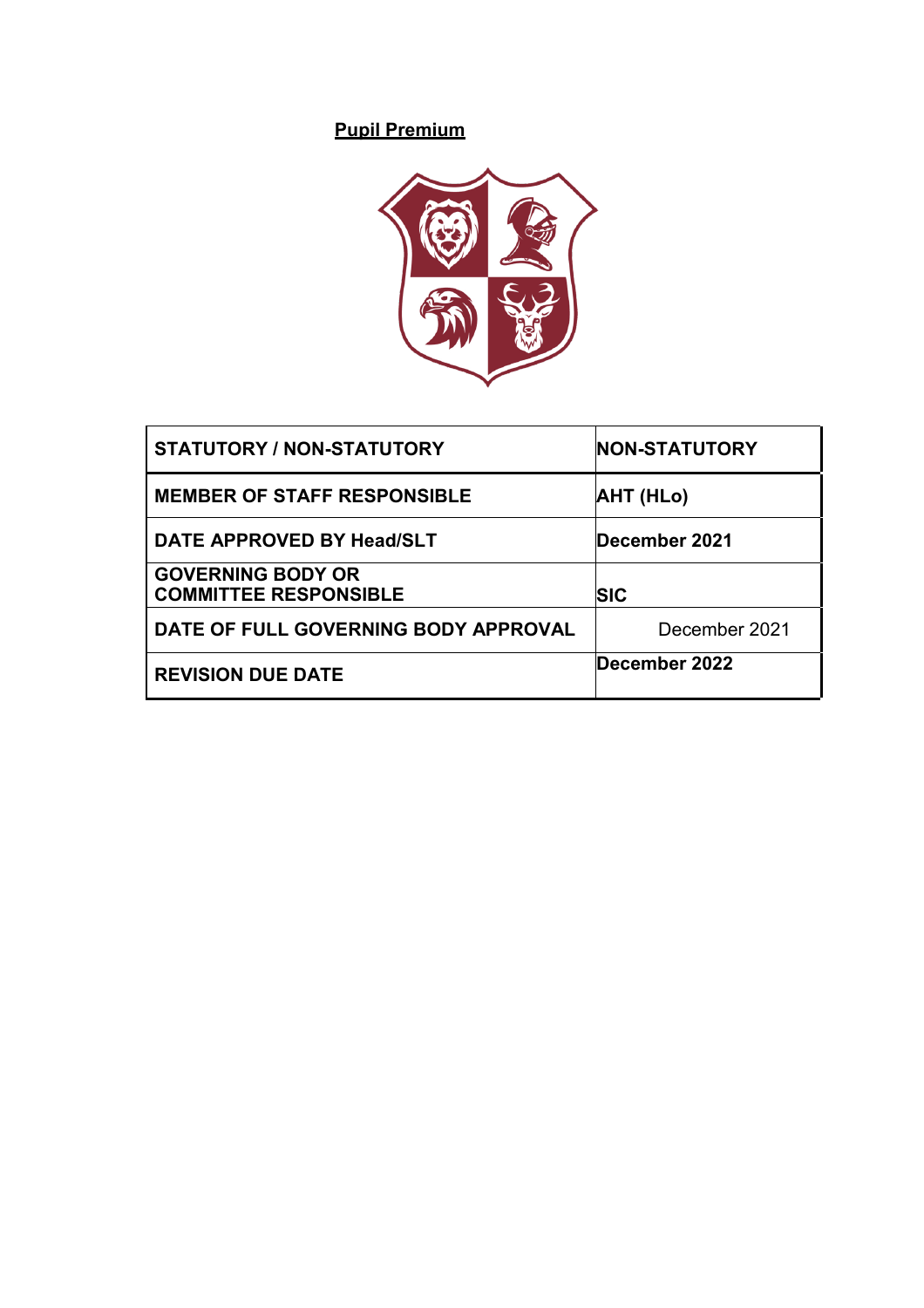**Pupil Premium**

| STATUTORY / NON-STATUTORY | NON-STATUTORY |
|---|---|
| MEMBER OF STAFF RESPONSIBLE | AHT (HLo) |
| DATE APPROVED BY Head/SLT | December 2021 |
| GOVERNING BODY OR COMMITTEE RESPONSIBLE | SIC |
| DATE OF FULL GOVERNING BODY APPROVAL | December 2021 |
| REVISION DUE DATE | December 2022 |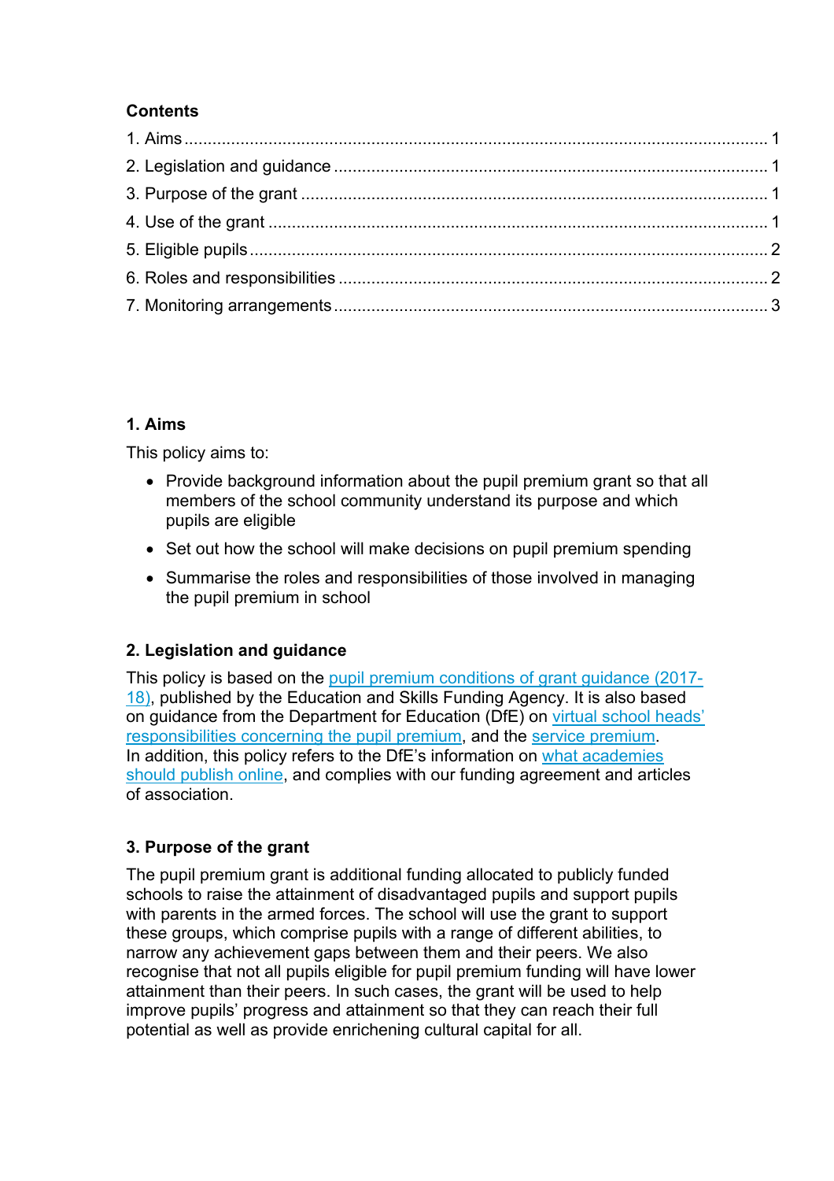**Contents**

1. Aims ........................................................................................................................ 1
2. Legislation and guidance ........................................................................................ 1
3. Purpose of the grant ................................................................................................ 1
4. Use of the grant ....................................................................................................... 1
5. Eligible pupils .......................................................................................................... 2
6. Roles and responsibilities ........................................................................................ 2
7. Monitoring arrangements ......................................................................................... 3

## 1. Aims

This policy aims to:

- Provide background information about the pupil premium grant so that all members of the school community understand its purpose and which pupils are eligible
- Set out how the school will make decisions on pupil premium spending
- Summarise the roles and responsibilities of those involved in managing the pupil premium in school

## 2. Legislation and guidance

This policy is based on the pupil premium conditions of grant guidance (2017-18), published by the Education and Skills Funding Agency. It is also based on guidance from the Department for Education (DfE) on virtual school heads' responsibilities concerning the pupil premium, and the service premium. In addition, this policy refers to the DfE's information on what academies should publish online, and complies with our funding agreement and articles of association.

## 3. Purpose of the grant

The pupil premium grant is additional funding allocated to publicly funded schools to raise the attainment of disadvantaged pupils and support pupils with parents in the armed forces. The school will use the grant to support these groups, which comprise pupils with a range of different abilities, to narrow any achievement gaps between them and their peers. We also recognise that not all pupils eligible for pupil premium funding will have lower attainment than their peers. In such cases, the grant will be used to help improve pupils' progress and attainment so that they can reach their full potential as well as provide enrichening cultural capital for all.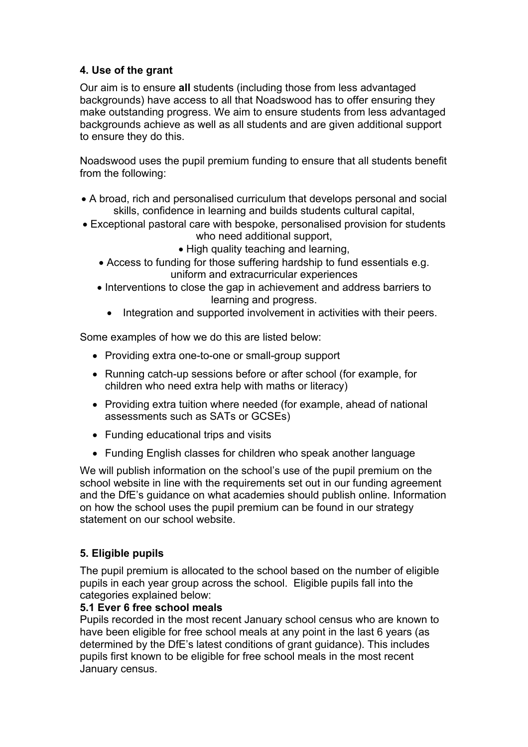### 4. Use of the grant

Our aim is to ensure **all** students (including those from less advantaged backgrounds) have access to all that Noadswood has to offer ensuring they make outstanding progress. We aim to ensure students from less advantaged backgrounds achieve as well as all students and are given additional support to ensure they do this.

Noadswood uses the pupil premium funding to ensure that all students benefit from the following:

- A broad, rich and personalised curriculum that develops personal and social skills, confidence in learning and builds students cultural capital,
- Exceptional pastoral care with bespoke, personalised provision for students who need additional support,
- High quality teaching and learning,
- Access to funding for those suffering hardship to fund essentials e.g. uniform and extracurricular experiences
- Interventions to close the gap in achievement and address barriers to learning and progress.
- Integration and supported involvement in activities with their peers.

Some examples of how we do this are listed below:

- Providing extra one-to-one or small-group support
- Running catch-up sessions before or after school (for example, for children who need extra help with maths or literacy)
- Providing extra tuition where needed (for example, ahead of national assessments such as SATs or GCSEs)
- Funding educational trips and visits
- Funding English classes for children who speak another language

We will publish information on the school's use of the pupil premium on the school website in line with the requirements set out in our funding agreement and the DfE's guidance on what academies should publish online. Information on how the school uses the pupil premium can be found in our strategy statement on our school website.

### 5. Eligible pupils

The pupil premium is allocated to the school based on the number of eligible pupils in each year group across the school. Eligible pupils fall into the categories explained below:

#### 5.1 Ever 6 free school meals

Pupils recorded in the most recent January school census who are known to have been eligible for free school meals at any point in the last 6 years (as determined by the DfE's latest conditions of grant guidance). This includes pupils first known to be eligible for free school meals in the most recent January census.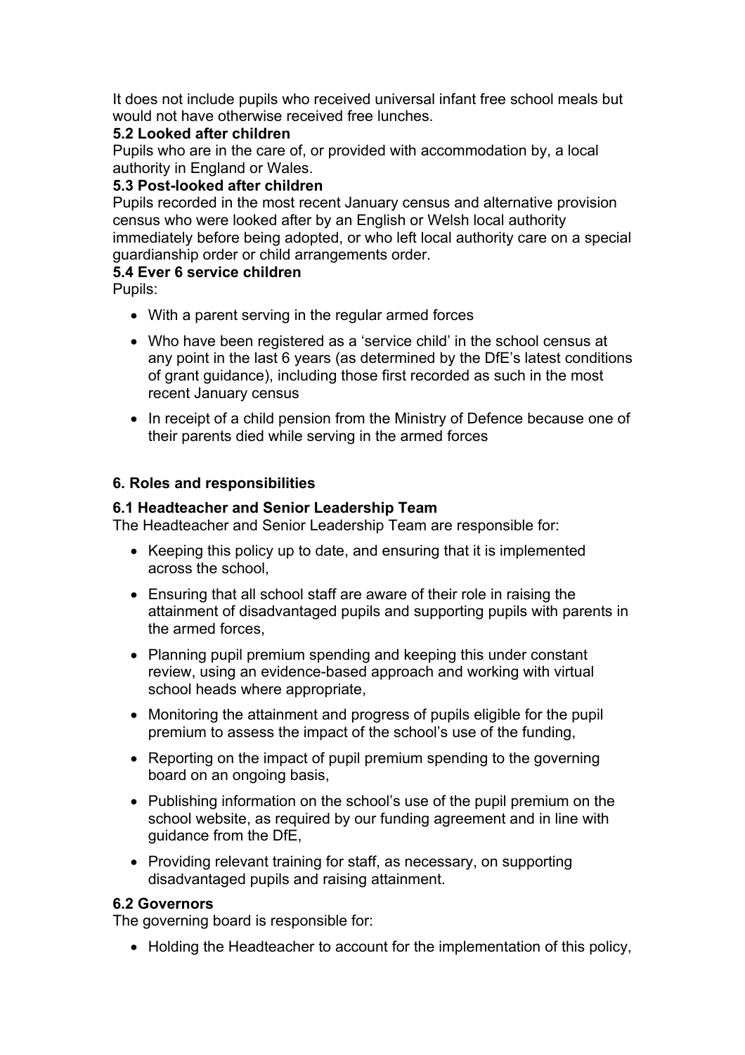It does not include pupils who received universal infant free school meals but would not have otherwise received free lunches.

### 5.2 Looked after children

Pupils who are in the care of, or provided with accommodation by, a local authority in England or Wales.

### 5.3 Post-looked after children

Pupils recorded in the most recent January census and alternative provision census who were looked after by an English or Welsh local authority immediately before being adopted, or who left local authority care on a special guardianship order or child arrangements order.

### 5.4 Ever 6 service children

Pupils:

- With a parent serving in the regular armed forces
- Who have been registered as a 'service child' in the school census at any point in the last 6 years (as determined by the DfE's latest conditions of grant guidance), including those first recorded as such in the most recent January census
- In receipt of a child pension from the Ministry of Defence because one of their parents died while serving in the armed forces

## 6. Roles and responsibilities

### 6.1 Headteacher and Senior Leadership Team

The Headteacher and Senior Leadership Team are responsible for:

- Keeping this policy up to date, and ensuring that it is implemented across the school,
- Ensuring that all school staff are aware of their role in raising the attainment of disadvantaged pupils and supporting pupils with parents in the armed forces,
- Planning pupil premium spending and keeping this under constant review, using an evidence-based approach and working with virtual school heads where appropriate,
- Monitoring the attainment and progress of pupils eligible for the pupil premium to assess the impact of the school's use of the funding,
- Reporting on the impact of pupil premium spending to the governing board on an ongoing basis,
- Publishing information on the school's use of the pupil premium on the school website, as required by our funding agreement and in line with guidance from the DfE,
- Providing relevant training for staff, as necessary, on supporting disadvantaged pupils and raising attainment.

### 6.2 Governors

The governing board is responsible for:

- Holding the Headteacher to account for the implementation of this policy,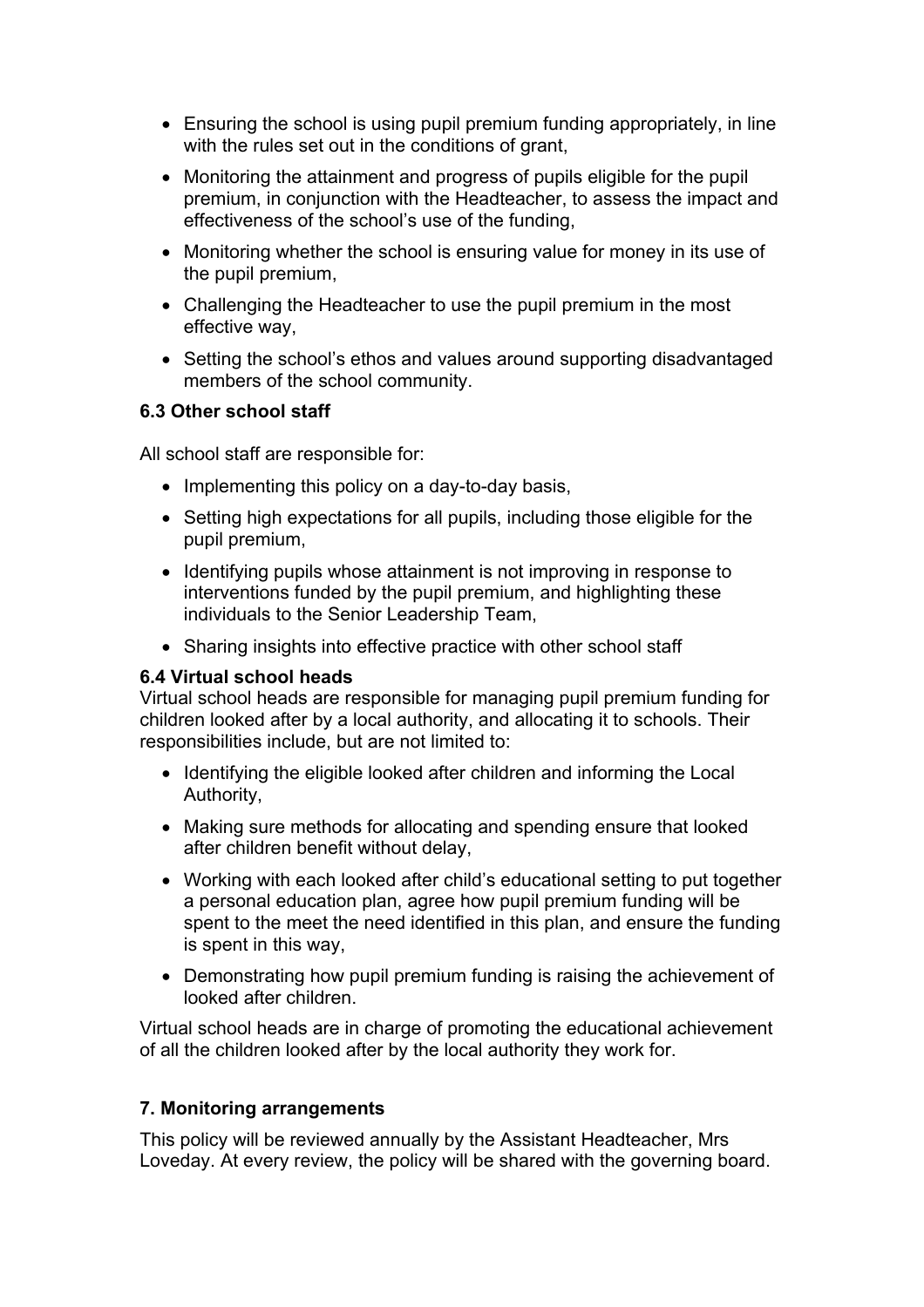- Ensuring the school is using pupil premium funding appropriately, in line with the rules set out in the conditions of grant,
- Monitoring the attainment and progress of pupils eligible for the pupil premium, in conjunction with the Headteacher, to assess the impact and effectiveness of the school's use of the funding,
- Monitoring whether the school is ensuring value for money in its use of the pupil premium,
- Challenging the Headteacher to use the pupil premium in the most effective way,
- Setting the school's ethos and values around supporting disadvantaged members of the school community.

### 6.3 Other school staff

All school staff are responsible for:

- Implementing this policy on a day-to-day basis,
- Setting high expectations for all pupils, including those eligible for the pupil premium,
- Identifying pupils whose attainment is not improving in response to interventions funded by the pupil premium, and highlighting these individuals to the Senior Leadership Team,
- Sharing insights into effective practice with other school staff

### 6.4 Virtual school heads

Virtual school heads are responsible for managing pupil premium funding for children looked after by a local authority, and allocating it to schools. Their responsibilities include, but are not limited to:

- Identifying the eligible looked after children and informing the Local Authority,
- Making sure methods for allocating and spending ensure that looked after children benefit without delay,
- Working with each looked after child's educational setting to put together a personal education plan, agree how pupil premium funding will be spent to the meet the need identified in this plan, and ensure the funding is spent in this way,
- Demonstrating how pupil premium funding is raising the achievement of looked after children.

Virtual school heads are in charge of promoting the educational achievement of all the children looked after by the local authority they work for.

## 7. Monitoring arrangements

This policy will be reviewed annually by the Assistant Headteacher, Mrs Loveday. At every review, the policy will be shared with the governing board.